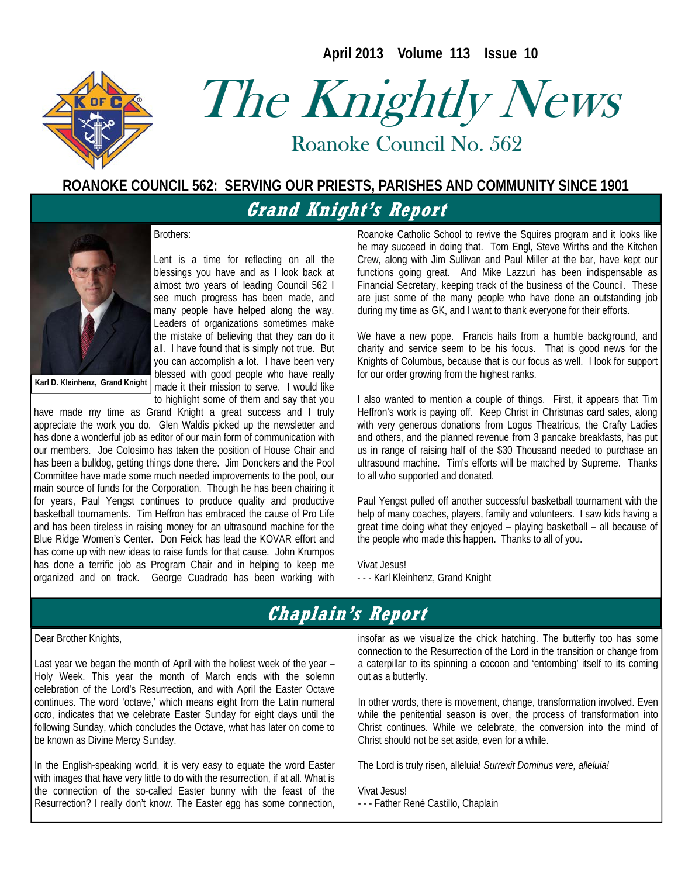April 2013 Volume 113 Issue 10

# The Knightly News

Roanoke Council No. 562

**ROANOKE COUNCIL 562: SERVING OUR PRIESTS, PARISHES AND COMMUNITY SINCE 1901**

## Grand Knight's Report

**Karl D. Kleinhenz, Grand Knight**

Brothers:

Lent is a time for reflecting on all the blessings you have and as I look back at almost two years of leading Council 562 I see much progress has been made, and many people have helped along the way. Leaders of organizations sometimes make the mistake of believing that they can do it all. I have found that is simply not true. But you can accomplish a lot. I have been very blessed with good people who have really made it their mission to serve. I would like to highlight some of them and say that you have made my time as Grand Knight a great success and I truly appreciate the work you do. Glen Waldis picked up the newsletter and has done a wonderful job as editor of our main form of communication with our members. Joe Colosimo has taken the position of House Chair and has been a bulldog, getting things done there. Jim Donckers and the Pool Committee have made some much needed improvements to the pool, our main source of funds for the Corporation. Though he has been chairing it for years, Paul Yengst continues to produce quality and productive basketball tournaments. Tim Heffron has embraced the cause of Pro Life and has been tireless in raising money for an ultrasound machine for the Blue Ridge Women's Center. Don Feick has lead the KOVAR effort and has come up with new ideas to raise funds for that cause. John Krumpos has done a terrific job as Program Chair and in helping to keep me organized and on track. George Cuadrado has been working with Roanoke Catholic School to revive the Squires program and it looks like he may succeed in doing that. Tom Engl, Steve Wirths and the Kitchen Crew, along with Jim Sullivan and Paul Miller at the bar, have kept our functions going great. And Mike Lazzuri has been indispensable as Financial Secretary, keeping track of the business of the Council. These are just some of the many people who have done an outstanding job during my time as GK, and I want to thank everyone for their efforts.

We have a new pope. Francis hails from a humble background, and charity and service seem to be his focus. That is good news for the Knights of Columbus, because that is our focus as well. I look for support for our order growing from the highest ranks.

I also wanted to mention a couple of things. First, it appears that Tim Heffron's work is paying off. Keep Christ in Christmas card sales, along with very generous donations from Logos Theatricus, the Crafty Ladies and others, and the planned revenue from 3 pancake breakfasts, has put us in range of raising half of the $30 Thousand needed to purchase an ultrasound machine. Tim's efforts will be matched by Supreme. Thanks to all who supported and donated.

Paul Yengst pulled off another successful basketball tournament with the help of many coaches, players, family and volunteers. I saw kids having a great time doing what they enjoyed – playing basketball – all because of the people who made this happen. Thanks to all of you.

Vivat Jesus!
- - - Karl Kleinhenz, Grand Knight

## Chaplain's Report

Dear Brother Knights,

Last year we began the month of April with the holiest week of the year – Holy Week. This year the month of March ends with the solemn celebration of the Lord's Resurrection, and with April the Easter Octave continues. The word 'octave,' which means eight from the Latin numeral *octo*, indicates that we celebrate Easter Sunday for eight days until the following Sunday, which concludes the Octave, what has later on come to be known as Divine Mercy Sunday.

In the English-speaking world, it is very easy to equate the word Easter with images that have very little to do with the resurrection, if at all. What is the connection of the so-called Easter bunny with the feast of the Resurrection? I really don't know. The Easter egg has some connection, insofar as we visualize the chick hatching. The butterfly too has some connection to the Resurrection of the Lord in the transition or change from a caterpillar to its spinning a cocoon and 'entombing' itself to its coming out as a butterfly.

In other words, there is movement, change, transformation involved. Even while the penitential season is over, the process of transformation into Christ continues. While we celebrate, the conversion into the mind of Christ should not be set aside, even for a while.

The Lord is truly risen, alleluia! *Surrexit Dominus vere, alleluia!*

Vivat Jesus!
- - - Father René Castillo, Chaplain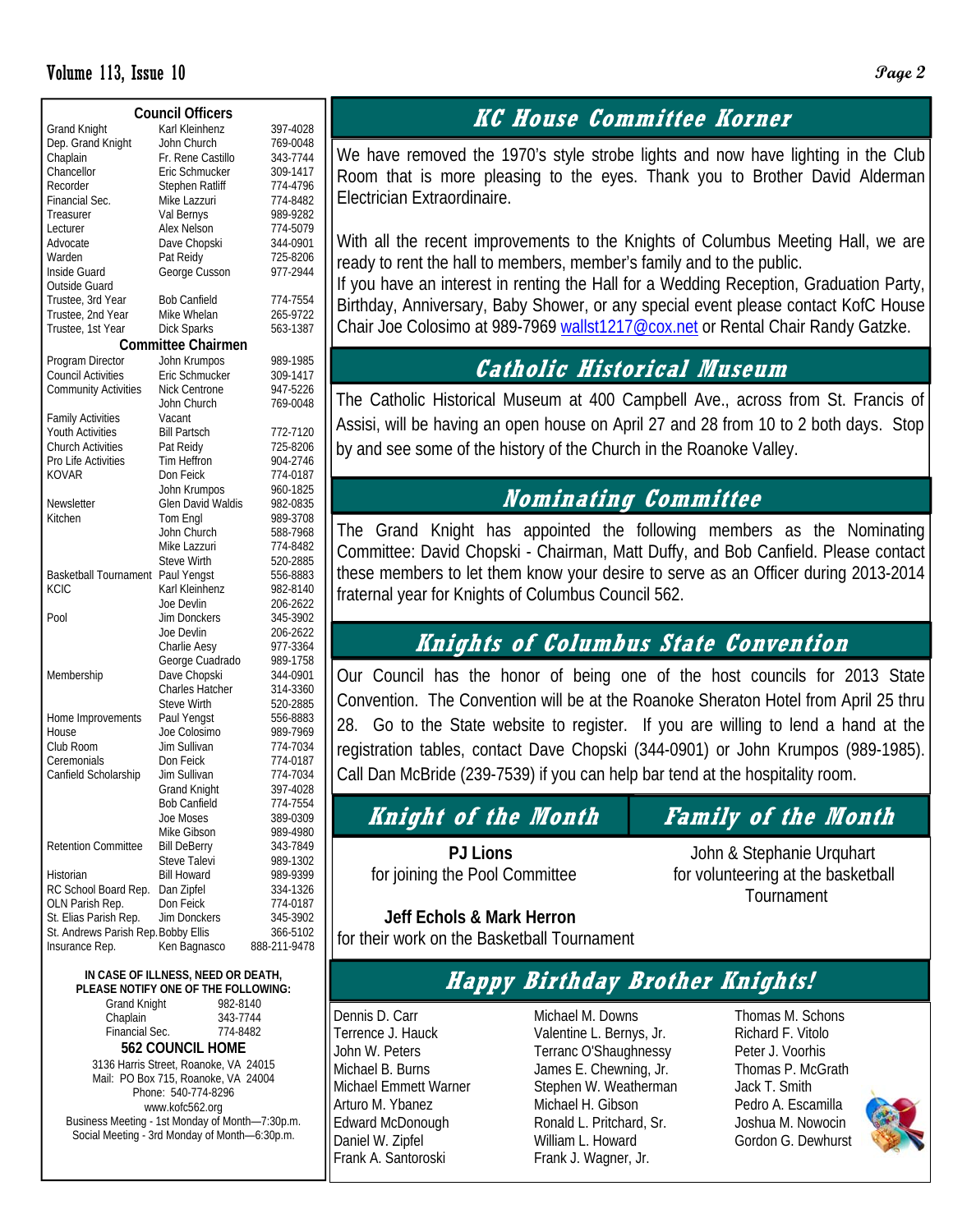## Council Officers

| | | |
|---|---|---|
| Grand Knight | Karl Kleinhenz | 397-4028 |
| Dep. Grand Knight | John Church | 769-0048 |
| Chaplain | Fr. Rene Castillo | 343-7744 |
| Chancellor | Eric Schmucker | 309-1417 |
| Recorder | Stephen Ratliff | 774-4796 |
| Financial Sec. | Mike Lazzuri | 774-8482 |
| Treasurer | Val Bernys | 989-9282 |
| Lecturer | Alex Nelson | 774-5079 |
| Advocate | Dave Chopski | 344-0901 |
| Warden | Pat Reidy | 725-8206 |
| Inside Guard | George Cusson | 977-2944 |
| Outside Guard | | |
| Trustee, 3rd Year | Bob Canfield | 774-7554 |
| Trustee, 2nd Year | Mike Whelan | 265-9722 |
| Trustee, 1st Year | Dick Sparks | 563-1387 |

## Committee Chairmen

| | | |
|---|---|---|
| Program Director | John Krumpos | 989-1985 |
| Council Activities | Eric Schmucker | 309-1417 |
| Community Activities | Nick Centrone | 947-5226 |
| | John Church | 769-0048 |
| Family Activities | Vacant | |
| Youth Activities | Bill Partsch | 772-7120 |
| Church Activities | Pat Reidy | 725-8206 |
| Pro Life Activities | Tim Heffron | 904-2746 |
| KOVAR | Don Feick | 774-0187 |
| | John Krumpos | 960-1825 |
| Newsletter | Glen David Waldis | 982-0835 |
| Kitchen | Tom Engl | 989-3708 |
| | John Church | 588-7968 |
| | Mike Lazzuri | 774-8482 |
| | Steve Wirth | 520-2885 |
| Basketball Tournament | Paul Yengst | 556-8883 |
| KCIC | Karl Kleinhenz | 982-8140 |
| | Joe Devlin | 206-2622 |
| Pool | Jim Donckers | 345-3902 |
| | Joe Devlin | 206-2622 |
| | Charlie Aesy | 977-3364 |
| | George Cuadrado | 989-1758 |
| Membership | Dave Chopski | 344-0901 |
| | Charles Hatcher | 314-3360 |
| | Steve Wirth | 520-2885 |
| Home Improvements | Paul Yengst | 556-8883 |
| House | Joe Colosimo | 989-7969 |
| Club Room | Jim Sullivan | 774-7034 |
| Ceremonials | Don Feick | 774-0187 |
| Canfield Scholarship | Jim Sullivan | 774-7034 |
| | Grand Knight | 397-4028 |
| | Bob Canfield | 774-7554 |
| | Joe Moses | 389-0309 |
| | Mike Gibson | 989-4980 |
| Retention Committee | Bill DeBerry | 343-7849 |
| | Steve Talevi | 989-1302 |
| Historian | Bill Howard | 989-9399 |
| RC School Board Rep. | Dan Zipfel | 334-1326 |
| OLN Parish Rep. | Don Feick | 774-0187 |
| St. Elias Parish Rep. | Jim Donckers | 345-3902 |
| St. Andrews Parish Rep. | Bobby Ellis | 366-5102 |
| Insurance Rep. | Ken Bagnasco | 888-211-9478 |

**IN CASE OF ILLNESS, NEED OR DEATH, PLEASE NOTIFY ONE OF THE FOLLOWING:**

| | |
|---|---|
| Grand Knight | 982-8140 |
| Chaplain | 343-7744 |
| Financial Sec. | 774-8482 |

**562 COUNCIL HOME**

3136 Harris Street, Roanoke, VA 24015
Mail: PO Box 715, Roanoke, VA 24004
Phone: 540-774-8296
www.kofc562.org
Business Meeting - 1st Monday of Month—7:30p.m.
Social Meeting - 3rd Monday of Month—6:30p.m.

## KC House Committee Korner

We have removed the 1970's style strobe lights and now have lighting in the Club Room that is more pleasing to the eyes. Thank you to Brother David Alderman Electrician Extraordinaire.

With all the recent improvements to the Knights of Columbus Meeting Hall, we are ready to rent the hall to members, member's family and to the public.
If you have an interest in renting the Hall for a Wedding Reception, Graduation Party, Birthday, Anniversary, Baby Shower, or any special event please contact KofC House Chair Joe Colosimo at 989-7969 wallst1217@cox.net or Rental Chair Randy Gatzke.

## Catholic Historical Museum

The Catholic Historical Museum at 400 Campbell Ave., across from St. Francis of Assisi, will be having an open house on April 27 and 28 from 10 to 2 both days. Stop by and see some of the history of the Church in the Roanoke Valley.

## Nominating Committee

The Grand Knight has appointed the following members as the Nominating Committee: David Chopski - Chairman, Matt Duffy, and Bob Canfield. Please contact these members to let them know your desire to serve as an Officer during 2013-2014 fraternal year for Knights of Columbus Council 562.

## Knights of Columbus State Convention

Our Council has the honor of being one of the host councils for 2013 State Convention. The Convention will be at the Roanoke Sheraton Hotel from April 25 thru 28. Go to the State website to register. If you are willing to lend a hand at the registration tables, contact Dave Chopski (344-0901) or John Krumpos (989-1985). Call Dan McBride (239-7539) if you can help bar tend at the hospitality room.

## Knight of the Month

**PJ Lions**
for joining the Pool Committee

**Jeff Echols & Mark Herron**
for their work on the Basketball Tournament

## Family of the Month

John & Stephanie Urquhart
for volunteering at the basketball Tournament

## Happy Birthday Brother Knights!

Dennis D. Carr
Terrence J. Hauck
John W. Peters
Michael B. Burns
Michael Emmett Warner
Arturo M. Ybanez
Edward McDonough
Daniel W. Zipfel
Frank A. Santoroski
Michael M. Downs
Valentine L. Bernys, Jr.
Terranc O'Shaughnessy
James E. Chewning, Jr.
Stephen W. Weatherman
Michael H. Gibson
Ronald L. Pritchard, Sr.
William L. Howard
Frank J. Wagner, Jr.
Thomas M. Schons
Richard F. Vitolo
Peter J. Voorhis
Thomas P. McGrath
Jack T. Smith
Pedro A. Escamilla
Joshua M. Nowocin
Gordon G. Dewhurst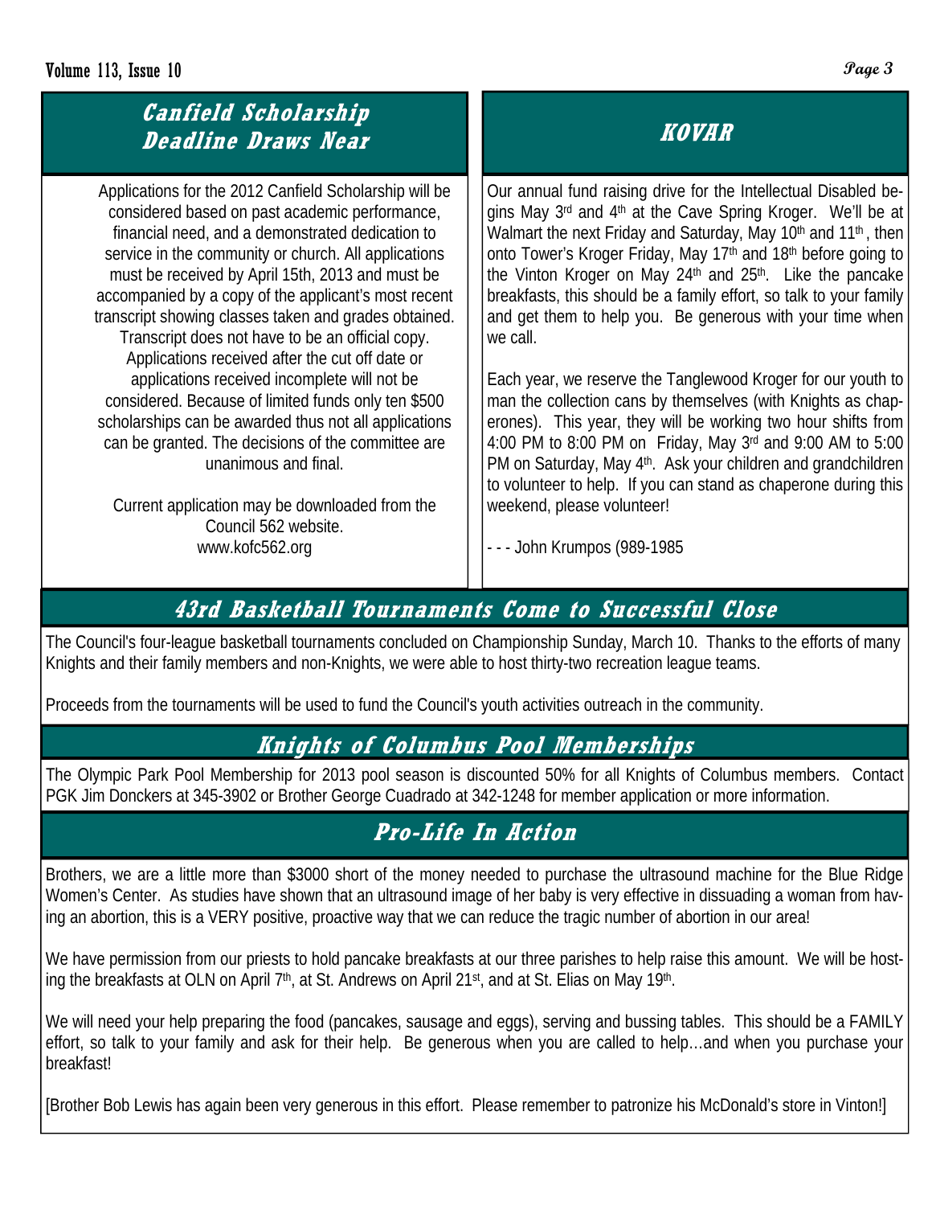## Canfield Scholarship Deadline Draws Near

Applications for the 2012 Canfield Scholarship will be considered based on past academic performance, financial need, and a demonstrated dedication to service in the community or church. All applications must be received by April 15th, 2013 and must be accompanied by a copy of the applicant's most recent transcript showing classes taken and grades obtained. Transcript does not have to be an official copy. Applications received after the cut off date or applications received incomplete will not be considered. Because of limited funds only ten $500 scholarships can be awarded thus not all applications can be granted. The decisions of the committee are unanimous and final.

Current application may be downloaded from the Council 562 website.
www.kofc562.org

## KOVAR

Our annual fund raising drive for the Intellectual Disabled begins May 3rd and 4th at the Cave Spring Kroger. We'll be at Walmart the next Friday and Saturday, May 10th and 11th, then onto Tower's Kroger Friday, May 17th and 18th before going to the Vinton Kroger on May 24th and 25th. Like the pancake breakfasts, this should be a family effort, so talk to your family and get them to help you. Be generous with your time when we call.

Each year, we reserve the Tanglewood Kroger for our youth to man the collection cans by themselves (with Knights as chaperones). This year, they will be working two hour shifts from 4:00 PM to 8:00 PM on Friday, May 3rd and 9:00 AM to 5:00 PM on Saturday, May 4th. Ask your children and grandchildren to volunteer to help. If you can stand as chaperone during this weekend, please volunteer!

- - - John Krumpos (989-1985

## 43rd Basketball Tournaments Come to Successful Close

The Council's four-league basketball tournaments concluded on Championship Sunday, March 10. Thanks to the efforts of many Knights and their family members and non-Knights, we were able to host thirty-two recreation league teams.

Proceeds from the tournaments will be used to fund the Council's youth activities outreach in the community.

## Knights of Columbus Pool Memberships

The Olympic Park Pool Membership for 2013 pool season is discounted 50% for all Knights of Columbus members. Contact PGK Jim Donckers at 345-3902 or Brother George Cuadrado at 342-1248 for member application or more information.

## Pro-Life In Action

Brothers, we are a little more than $3000 short of the money needed to purchase the ultrasound machine for the Blue Ridge Women's Center. As studies have shown that an ultrasound image of her baby is very effective in dissuading a woman from having an abortion, this is a VERY positive, proactive way that we can reduce the tragic number of abortion in our area!

We have permission from our priests to hold pancake breakfasts at our three parishes to help raise this amount. We will be hosting the breakfasts at OLN on April 7th, at St. Andrews on April 21st, and at St. Elias on May 19th.

We will need your help preparing the food (pancakes, sausage and eggs), serving and bussing tables. This should be a FAMILY effort, so talk to your family and ask for their help. Be generous when you are called to help…and when you purchase your breakfast!

[Brother Bob Lewis has again been very generous in this effort. Please remember to patronize his McDonald's store in Vinton!]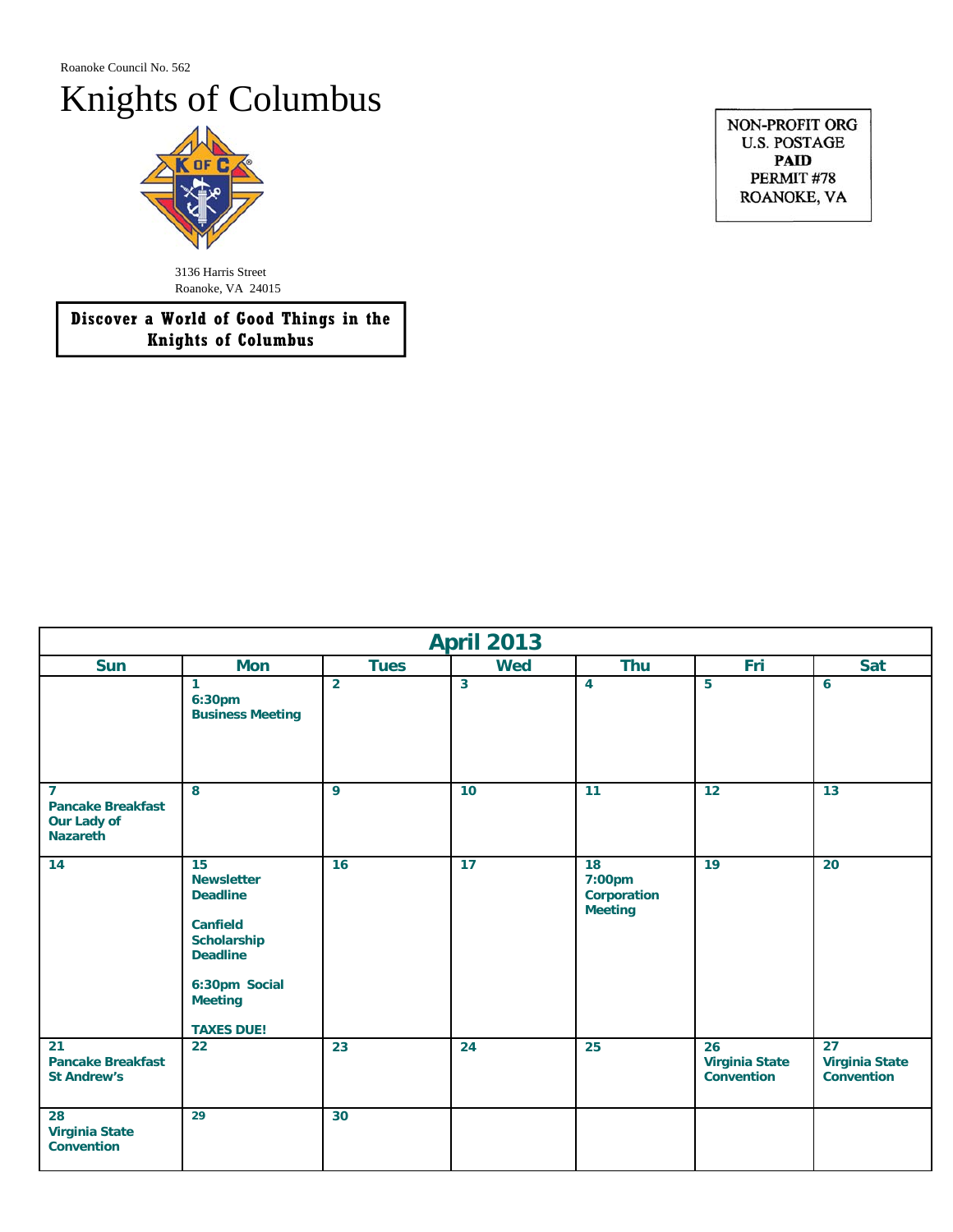Roanoke Council No. 562

# Knights of Columbus

3136 Harris Street
Roanoke, VA 24015

**Discover a World of Good Things in the Knights of Columbus**

NON-PROFIT ORG
U.S. POSTAGE
**PAID**
PERMIT #78
ROANOKE, VA

## April 2013

| Sun | Mon | Tues | Wed | Thu | Fri | Sat |
|---|---|---|---|---|---|---|
| | **1** 6:30pm Business Meeting | **2** | **3** | **4** | **5** | **6** |
| **7** Pancake Breakfast Our Lady of Nazareth | **8** | **9** | **10** | **11** | **12** | **13** |
| **14** | **15** Newsletter Deadline<br><br>Canfield Scholarship Deadline<br><br>6:30pm Social Meeting<br><br>TAXES DUE! | **16** | **17** | **18** 7:00pm Corporation Meeting | **19** | **20** |
| **21** Pancake Breakfast St Andrew's | **22** | **23** | **24** | **25** | **26** Virginia State Convention | **27** Virginia State Convention |
| **28** Virginia State Convention | **29** | **30** | | | | |